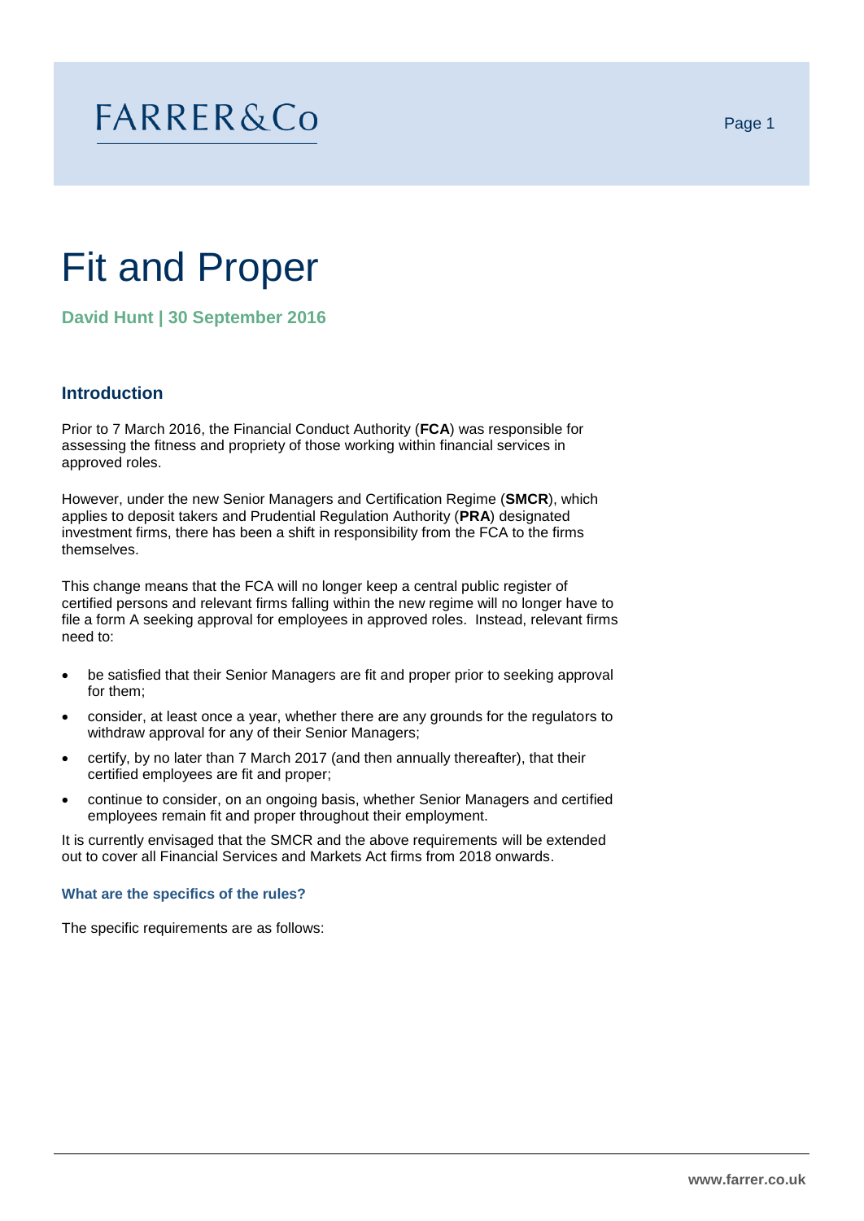# Fit and Proper

**David Hunt | 30 September 2016**

## Introduction

Prior to 7 March 2016, the Financial Conduct Authority (**FCA**) was responsible for assessing the fitness and propriety of those working within financial services in approved roles.

However, under the new Senior Managers and Certification Regime (**SMCR**), which applies to deposit takers and Prudential Regulation Authority (**PRA**) designated investment firms, there has been a shift in responsibility from the FCA to the firms themselves.

This change means that the FCA will no longer keep a central public register of certified persons and relevant firms falling within the new regime will no longer have to file a form A seeking approval for employees in approved roles. Instead, relevant firms need to:

- be satisfied that their Senior Managers are fit and proper prior to seeking approval for them;
- consider, at least once a year, whether there are any grounds for the regulators to withdraw approval for any of their Senior Managers;
- certify, by no later than 7 March 2017 (and then annually thereafter), that their certified employees are fit and proper;
- continue to consider, on an ongoing basis, whether Senior Managers and certified employees remain fit and proper throughout their employment.

It is currently envisaged that the SMCR and the above requirements will be extended out to cover all Financial Services and Markets Act firms from 2018 onwards.

### What are the specifics of the rules?

The specific requirements are as follows: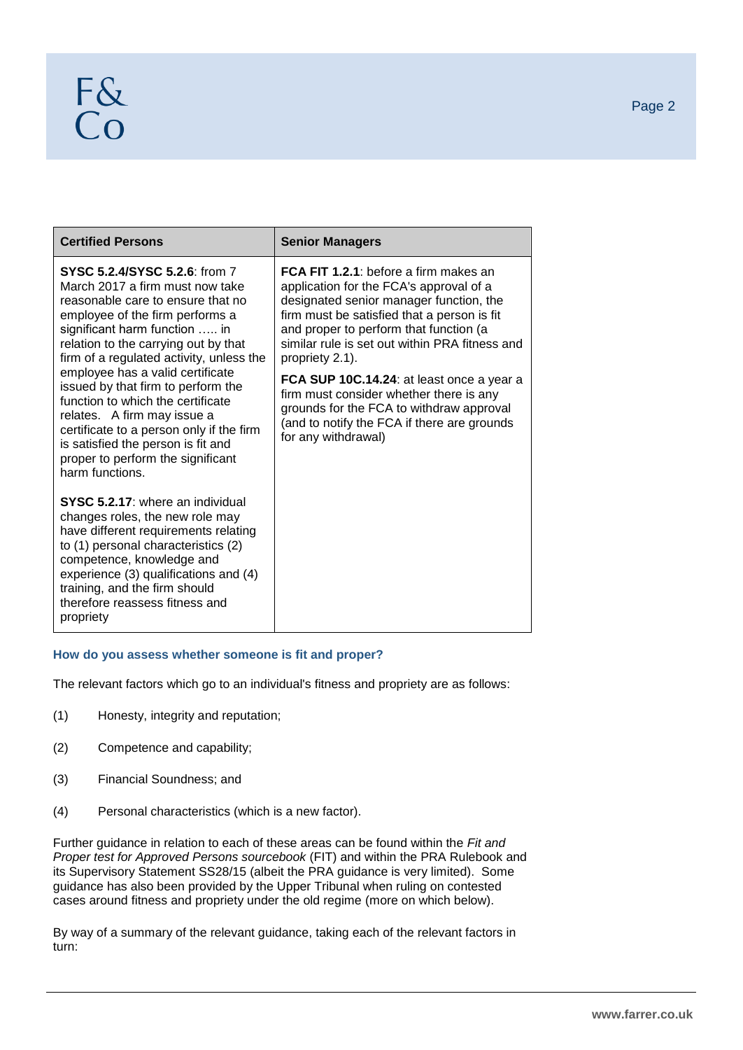| Certified Persons | Senior Managers |
|---|---|
| **SYSC 5.2.4/SYSC 5.2.6**: from 7 March 2017 a firm must now take reasonable care to ensure that no employee of the firm performs a significant harm function ….. in relation to the carrying out by that firm of a regulated activity, unless the employee has a valid certificate issued by that firm to perform the function to which the certificate relates. A firm may issue a certificate to a person only if the firm is satisfied the person is fit and proper to perform the significant harm functions.<br><br>**SYSC 5.2.17**: where an individual changes roles, the new role may have different requirements relating to (1) personal characteristics (2) competence, knowledge and experience (3) qualifications and (4) training, and the firm should therefore reassess fitness and propriety | **FCA FIT 1.2.1**: before a firm makes an application for the FCA's approval of a designated senior manager function, the firm must be satisfied that a person is fit and proper to perform that function (a similar rule is set out within PRA fitness and propriety 2.1).<br><br>**FCA SUP 10C.14.24**: at least once a year a firm must consider whether there is any grounds for the FCA to withdraw approval (and to notify the FCA if there are grounds for any withdrawal) |

### How do you assess whether someone is fit and proper?

The relevant factors which go to an individual's fitness and propriety are as follows:

(1) Honesty, integrity and reputation;

(2) Competence and capability;

(3) Financial Soundness; and

(4) Personal characteristics (which is a new factor).

Further guidance in relation to each of these areas can be found within the *Fit and Proper test for Approved Persons sourcebook* (FIT) and within the PRA Rulebook and its Supervisory Statement SS28/15 (albeit the PRA guidance is very limited). Some guidance has also been provided by the Upper Tribunal when ruling on contested cases around fitness and propriety under the old regime (more on which below).

By way of a summary of the relevant guidance, taking each of the relevant factors in turn: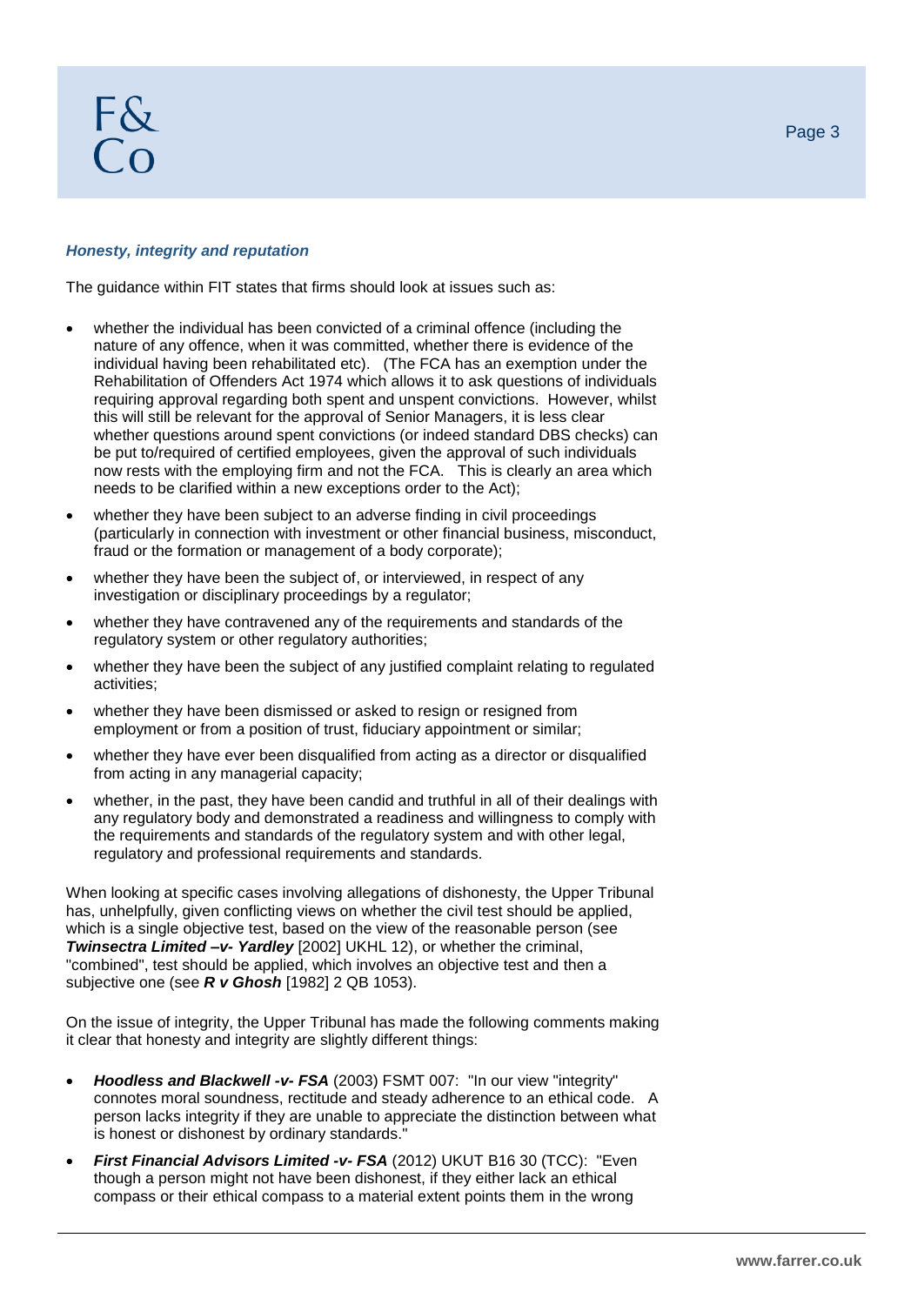### *Honesty, integrity and reputation*

The guidance within FIT states that firms should look at issues such as:

- whether the individual has been convicted of a criminal offence (including the nature of any offence, when it was committed, whether there is evidence of the individual having been rehabilitated etc). (The FCA has an exemption under the Rehabilitation of Offenders Act 1974 which allows it to ask questions of individuals requiring approval regarding both spent and unspent convictions. However, whilst this will still be relevant for the approval of Senior Managers, it is less clear whether questions around spent convictions (or indeed standard DBS checks) can be put to/required of certified employees, given the approval of such individuals now rests with the employing firm and not the FCA. This is clearly an area which needs to be clarified within a new exceptions order to the Act);
- whether they have been subject to an adverse finding in civil proceedings (particularly in connection with investment or other financial business, misconduct, fraud or the formation or management of a body corporate);
- whether they have been the subject of, or interviewed, in respect of any investigation or disciplinary proceedings by a regulator;
- whether they have contravened any of the requirements and standards of the regulatory system or other regulatory authorities;
- whether they have been the subject of any justified complaint relating to regulated activities;
- whether they have been dismissed or asked to resign or resigned from employment or from a position of trust, fiduciary appointment or similar;
- whether they have ever been disqualified from acting as a director or disqualified from acting in any managerial capacity;
- whether, in the past, they have been candid and truthful in all of their dealings with any regulatory body and demonstrated a readiness and willingness to comply with the requirements and standards of the regulatory system and with other legal, regulatory and professional requirements and standards.

When looking at specific cases involving allegations of dishonesty, the Upper Tribunal has, unhelpfully, given conflicting views on whether the civil test should be applied, which is a single objective test, based on the view of the reasonable person (see ***Twinsectra Limited –v- Yardley*** [2002] UKHL 12), or whether the criminal, "combined", test should be applied, which involves an objective test and then a subjective one (see ***R v Ghosh*** [1982] 2 QB 1053).

On the issue of integrity, the Upper Tribunal has made the following comments making it clear that honesty and integrity are slightly different things:

- ***Hoodless and Blackwell -v- FSA*** (2003) FSMT 007: "In our view "integrity" connotes moral soundness, rectitude and steady adherence to an ethical code. A person lacks integrity if they are unable to appreciate the distinction between what is honest or dishonest by ordinary standards."
- ***First Financial Advisors Limited -v- FSA*** (2012) UKUT B16 30 (TCC): "Even though a person might not have been dishonest, if they either lack an ethical compass or their ethical compass to a material extent points them in the wrong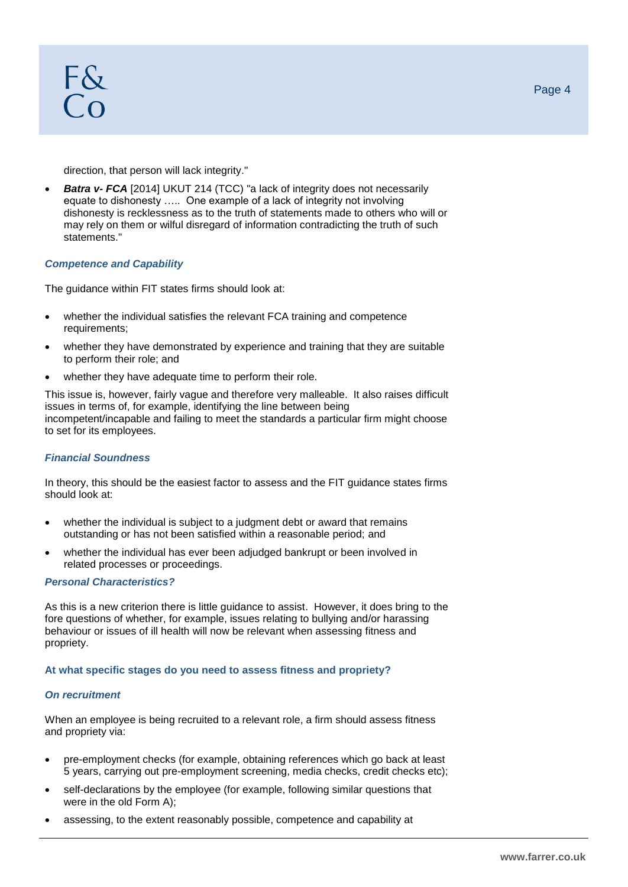direction, that person will lack integrity."

- ***Batra v- FCA*** [2014] UKUT 214 (TCC) "a lack of integrity does not necessarily equate to dishonesty ….. One example of a lack of integrity not involving dishonesty is recklessness as to the truth of statements made to others who will or may rely on them or wilful disregard of information contradicting the truth of such statements."

### *Competence and Capability*

The guidance within FIT states firms should look at:

- whether the individual satisfies the relevant FCA training and competence requirements;
- whether they have demonstrated by experience and training that they are suitable to perform their role; and
- whether they have adequate time to perform their role.

This issue is, however, fairly vague and therefore very malleable. It also raises difficult issues in terms of, for example, identifying the line between being incompetent/incapable and failing to meet the standards a particular firm might choose to set for its employees.

### *Financial Soundness*

In theory, this should be the easiest factor to assess and the FIT guidance states firms should look at:

- whether the individual is subject to a judgment debt or award that remains outstanding or has not been satisfied within a reasonable period; and
- whether the individual has ever been adjudged bankrupt or been involved in related processes or proceedings.

### *Personal Characteristics?*

As this is a new criterion there is little guidance to assist. However, it does bring to the fore questions of whether, for example, issues relating to bullying and/or harassing behaviour or issues of ill health will now be relevant when assessing fitness and propriety.

## At what specific stages do you need to assess fitness and propriety?

### *On recruitment*

When an employee is being recruited to a relevant role, a firm should assess fitness and propriety via:

- pre-employment checks (for example, obtaining references which go back at least 5 years, carrying out pre-employment screening, media checks, credit checks etc);
- self-declarations by the employee (for example, following similar questions that were in the old Form A);
- assessing, to the extent reasonably possible, competence and capability at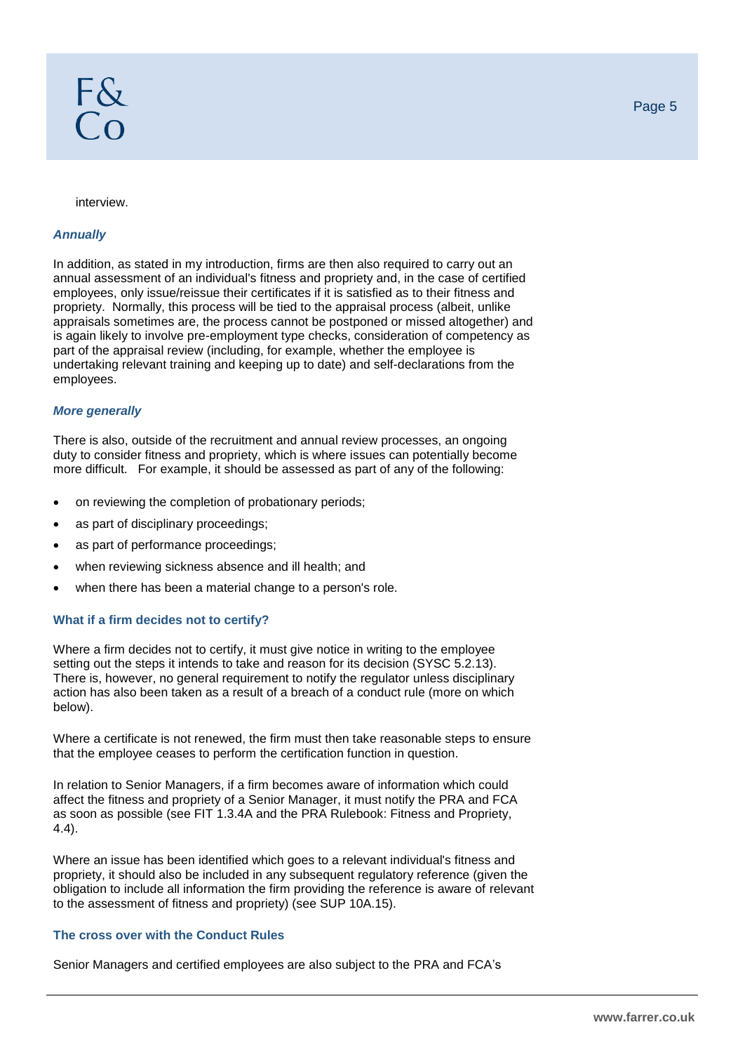interview.

### *Annually*

In addition, as stated in my introduction, firms are then also required to carry out an annual assessment of an individual's fitness and propriety and, in the case of certified employees, only issue/reissue their certificates if it is satisfied as to their fitness and propriety. Normally, this process will be tied to the appraisal process (albeit, unlike appraisals sometimes are, the process cannot be postponed or missed altogether) and is again likely to involve pre-employment type checks, consideration of competency as part of the appraisal review (including, for example, whether the employee is undertaking relevant training and keeping up to date) and self-declarations from the employees.

### *More generally*

There is also, outside of the recruitment and annual review processes, an ongoing duty to consider fitness and propriety, which is where issues can potentially become more difficult. For example, it should be assessed as part of any of the following:

- on reviewing the completion of probationary periods;
- as part of disciplinary proceedings;
- as part of performance proceedings;
- when reviewing sickness absence and ill health; and
- when there has been a material change to a person's role.

## What if a firm decides not to certify?

Where a firm decides not to certify, it must give notice in writing to the employee setting out the steps it intends to take and reason for its decision (SYSC 5.2.13). There is, however, no general requirement to notify the regulator unless disciplinary action has also been taken as a result of a breach of a conduct rule (more on which below).

Where a certificate is not renewed, the firm must then take reasonable steps to ensure that the employee ceases to perform the certification function in question.

In relation to Senior Managers, if a firm becomes aware of information which could affect the fitness and propriety of a Senior Manager, it must notify the PRA and FCA as soon as possible (see FIT 1.3.4A and the PRA Rulebook: Fitness and Propriety, 4.4).

Where an issue has been identified which goes to a relevant individual's fitness and propriety, it should also be included in any subsequent regulatory reference (given the obligation to include all information the firm providing the reference is aware of relevant to the assessment of fitness and propriety) (see SUP 10A.15).

## The cross over with the Conduct Rules

Senior Managers and certified employees are also subject to the PRA and FCA's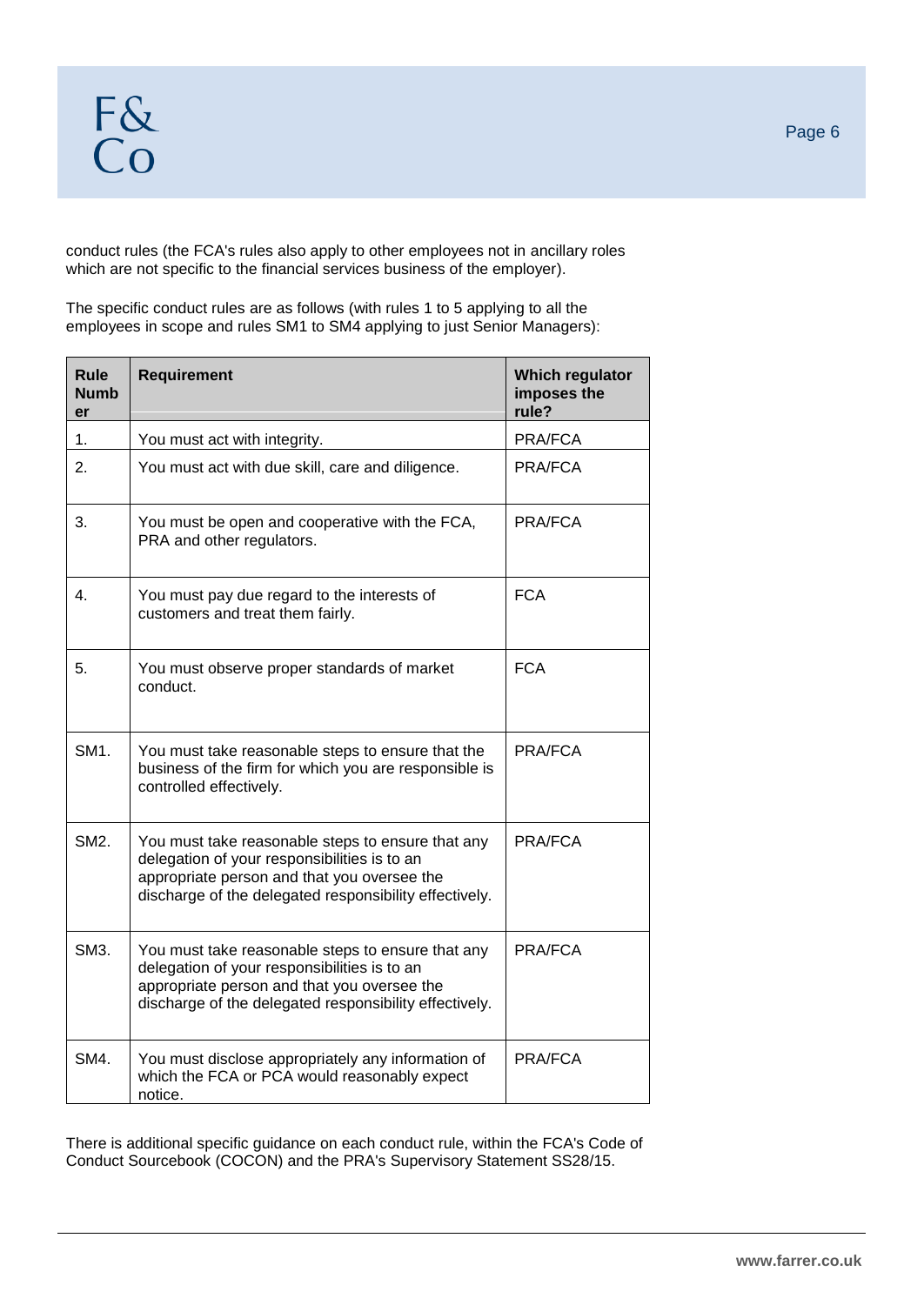conduct rules (the FCA's rules also apply to other employees not in ancillary roles which are not specific to the financial services business of the employer).

The specific conduct rules are as follows (with rules 1 to 5 applying to all the employees in scope and rules SM1 to SM4 applying to just Senior Managers):

| Rule Number | Requirement | Which regulator imposes the rule? |
|---|---|---|
| 1. | You must act with integrity. | PRA/FCA |
| 2. | You must act with due skill, care and diligence. | PRA/FCA |
| 3. | You must be open and cooperative with the FCA, PRA and other regulators. | PRA/FCA |
| 4. | You must pay due regard to the interests of customers and treat them fairly. | FCA |
| 5. | You must observe proper standards of market conduct. | FCA |
| SM1. | You must take reasonable steps to ensure that the business of the firm for which you are responsible is controlled effectively. | PRA/FCA |
| SM2. | You must take reasonable steps to ensure that any delegation of your responsibilities is to an appropriate person and that you oversee the discharge of the delegated responsibility effectively. | PRA/FCA |
| SM3. | You must take reasonable steps to ensure that any delegation of your responsibilities is to an appropriate person and that you oversee the discharge of the delegated responsibility effectively. | PRA/FCA |
| SM4. | You must disclose appropriately any information of which the FCA or PCA would reasonably expect notice. | PRA/FCA |

There is additional specific guidance on each conduct rule, within the FCA's Code of Conduct Sourcebook (COCON) and the PRA's Supervisory Statement SS28/15.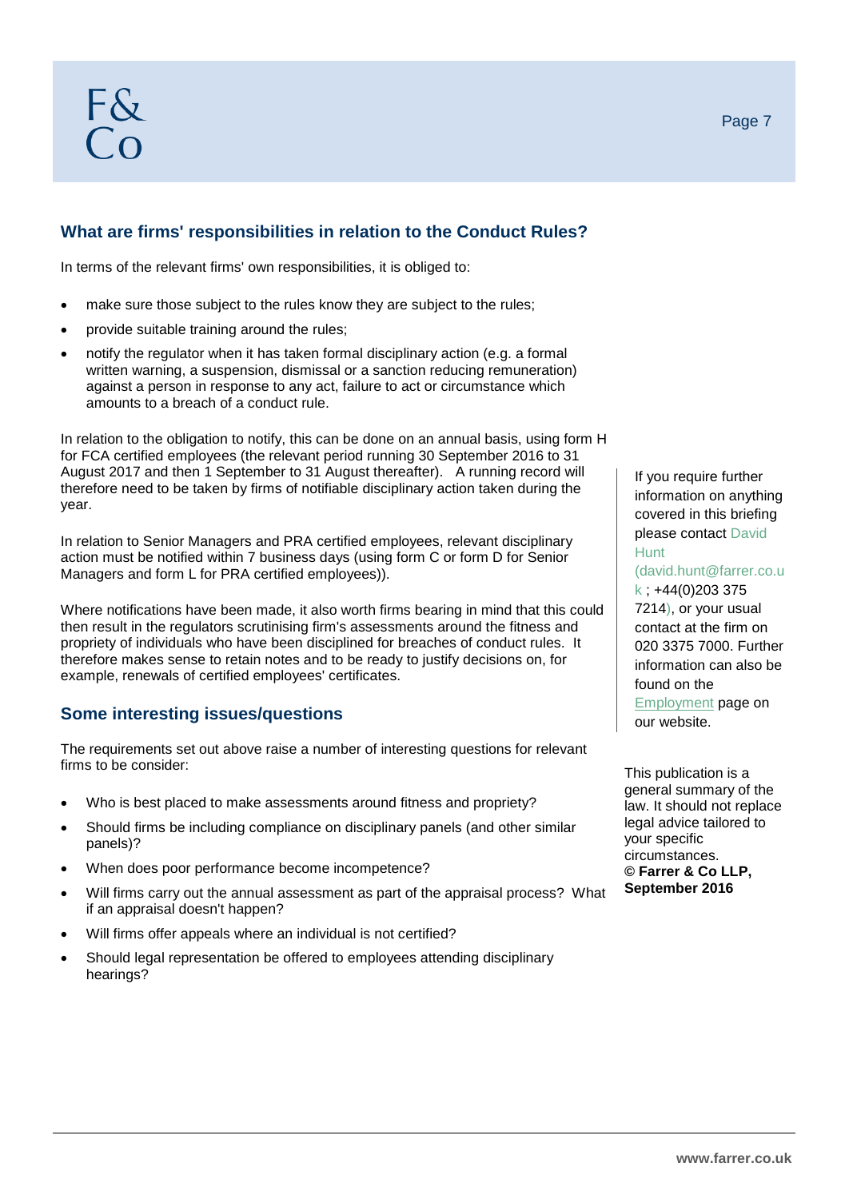## What are firms' responsibilities in relation to the Conduct Rules?

In terms of the relevant firms' own responsibilities, it is obliged to:

- make sure those subject to the rules know they are subject to the rules;
- provide suitable training around the rules;
- notify the regulator when it has taken formal disciplinary action (e.g. a formal written warning, a suspension, dismissal or a sanction reducing remuneration) against a person in response to any act, failure to act or circumstance which amounts to a breach of a conduct rule.

In relation to the obligation to notify, this can be done on an annual basis, using form H for FCA certified employees (the relevant period running 30 September 2016 to 31 August 2017 and then 1 September to 31 August thereafter). A running record will therefore need to be taken by firms of notifiable disciplinary action taken during the year.

In relation to Senior Managers and PRA certified employees, relevant disciplinary action must be notified within 7 business days (using form C or form D for Senior Managers and form L for PRA certified employees)).

Where notifications have been made, it also worth firms bearing in mind that this could then result in the regulators scrutinising firm's assessments around the fitness and propriety of individuals who have been disciplined for breaches of conduct rules. It therefore makes sense to retain notes and to be ready to justify decisions on, for example, renewals of certified employees' certificates.

## Some interesting issues/questions

The requirements set out above raise a number of interesting questions for relevant firms to be consider:

- Who is best placed to make assessments around fitness and propriety?
- Should firms be including compliance on disciplinary panels (and other similar panels)?
- When does poor performance become incompetence?
- Will firms carry out the annual assessment as part of the appraisal process? What if an appraisal doesn't happen?
- Will firms offer appeals where an individual is not certified?
- Should legal representation be offered to employees attending disciplinary hearings?

If you require further information on anything covered in this briefing please contact David Hunt (david.hunt@farrer.co.uk ; +44(0)203 375 7214), or your usual contact at the firm on 020 3375 7000. Further information can also be found on the Employment page on our website.

This publication is a general summary of the law. It should not replace legal advice tailored to your specific circumstances.
**© Farrer & Co LLP, September 2016**